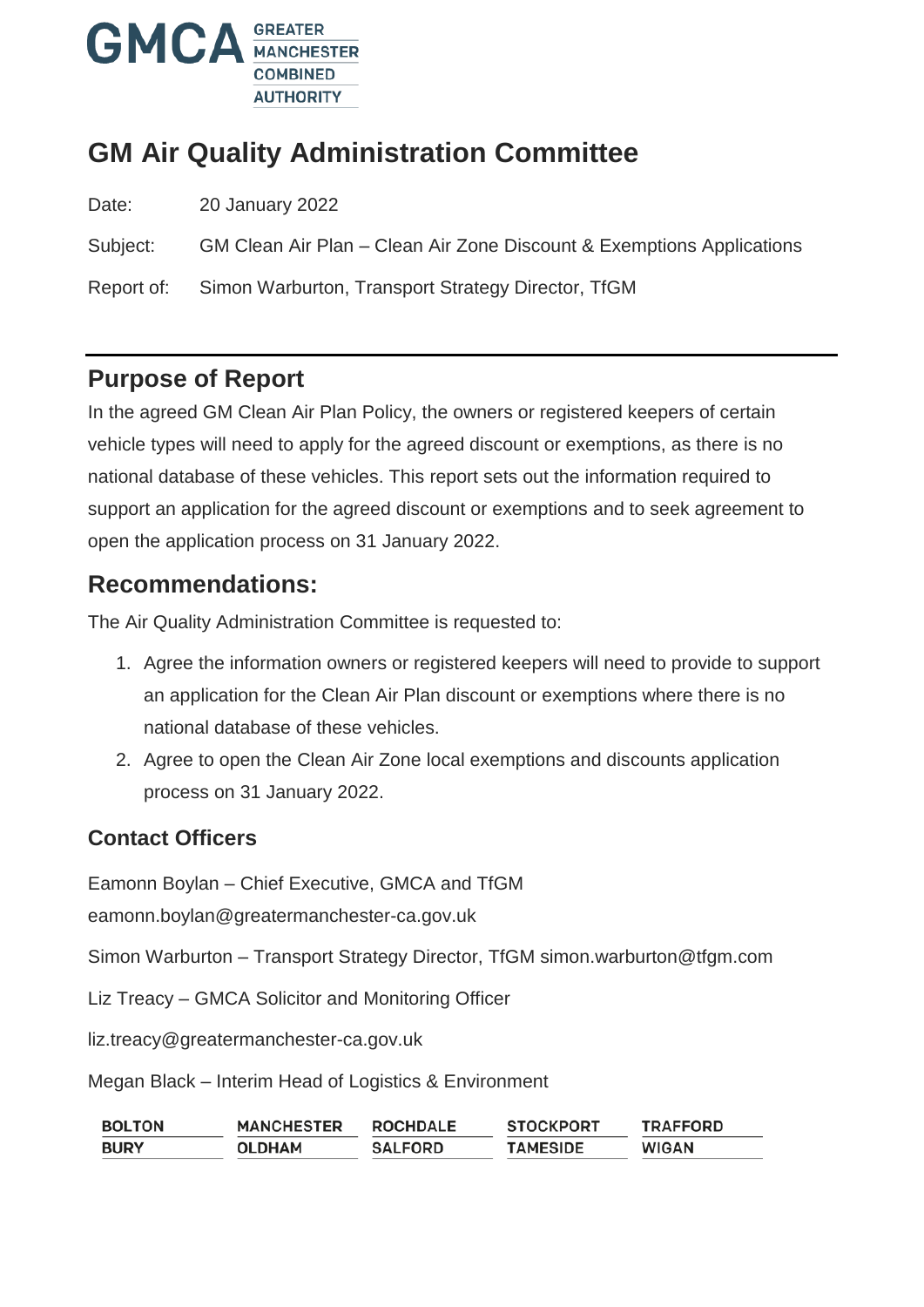GMCA GREATER MANCHESTER COMBINED AUTHORITY

# GM Air Quality Administration Committee

Date: 20 January 2022

Subject: GM Clean Air Plan – Clean Air Zone Discount & Exemptions Applications

Report of: Simon Warburton, Transport Strategy Director, TfGM

## Purpose of Report

In the agreed GM Clean Air Plan Policy, the owners or registered keepers of certain vehicle types will need to apply for the agreed discount or exemptions, as there is no national database of these vehicles. This report sets out the information required to support an application for the agreed discount or exemptions and to seek agreement to open the application process on 31 January 2022.

## Recommendations:

The Air Quality Administration Committee is requested to:

1. Agree the information owners or registered keepers will need to provide to support an application for the Clean Air Plan discount or exemptions where there is no national database of these vehicles.
2. Agree to open the Clean Air Zone local exemptions and discounts application process on 31 January 2022.

### Contact Officers

Eamonn Boylan – Chief Executive, GMCA and TfGM

eamonn.boylan@greatermanchester-ca.gov.uk

Simon Warburton – Transport Strategy Director, TfGM simon.warburton@tfgm.com

Liz Treacy – GMCA Solicitor and Monitoring Officer

liz.treacy@greatermanchester-ca.gov.uk

Megan Black – Interim Head of Logistics & Environment

BOLTON MANCHESTER ROCHDALE STOCKPORT TRAFFORD
BURY OLDHAM SALFORD TAMESIDE WIGAN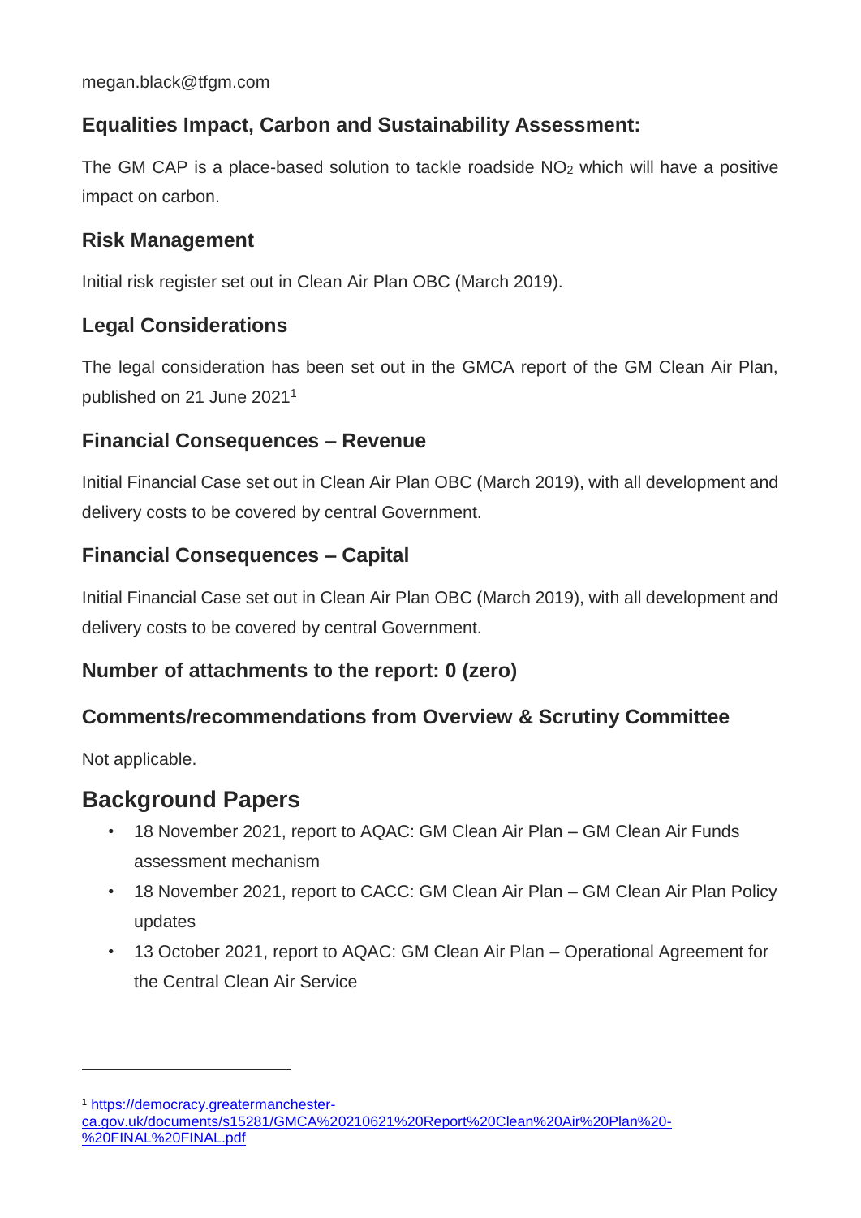megan.black@tfgm.com

### Equalities Impact, Carbon and Sustainability Assessment:

The GM CAP is a place-based solution to tackle roadside $NO_2$ which will have a positive impact on carbon.

### Risk Management

Initial risk register set out in Clean Air Plan OBC (March 2019).

### Legal Considerations

The legal consideration has been set out in the GMCA report of the GM Clean Air Plan, published on 21 June 2021[1]

### Financial Consequences – Revenue

Initial Financial Case set out in Clean Air Plan OBC (March 2019), with all development and delivery costs to be covered by central Government.

### Financial Consequences – Capital

Initial Financial Case set out in Clean Air Plan OBC (March 2019), with all development and delivery costs to be covered by central Government.

### Number of attachments to the report: 0 (zero)

### Comments/recommendations from Overview & Scrutiny Committee

Not applicable.

## Background Papers

- 18 November 2021, report to AQAC: GM Clean Air Plan – GM Clean Air Funds assessment mechanism
- 18 November 2021, report to CACC: GM Clean Air Plan – GM Clean Air Plan Policy updates
- 13 October 2021, report to AQAC: GM Clean Air Plan – Operational Agreement for the Central Clean Air Service

---

[1] https://democracy.greatermanchester-ca.gov.uk/documents/s15281/GMCA%2020210621%20Report%20Clean%20Air%20Plan%20-%20FINAL%20FINAL.pdf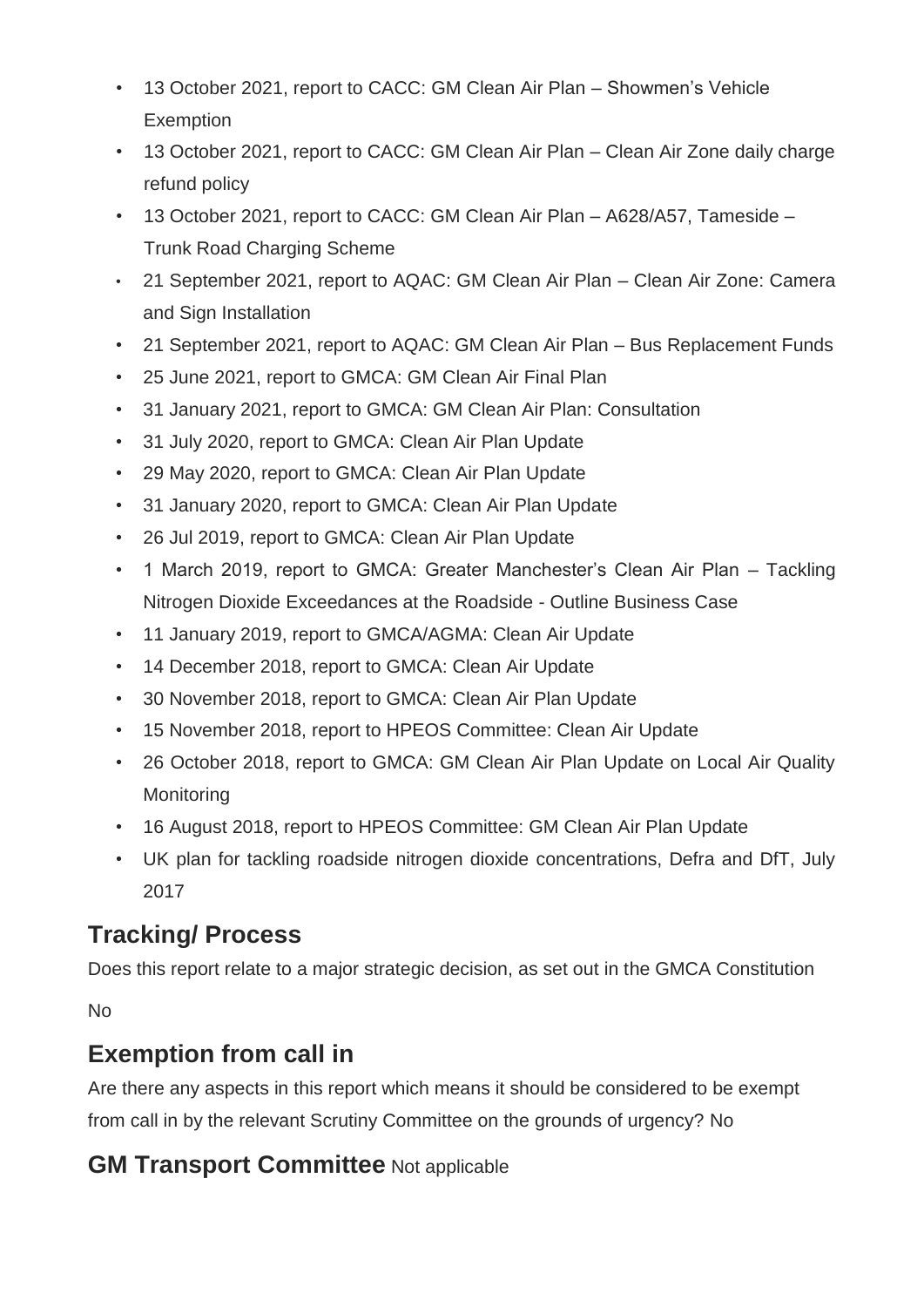- 13 October 2021, report to CACC: GM Clean Air Plan – Showmen's Vehicle Exemption
- 13 October 2021, report to CACC: GM Clean Air Plan – Clean Air Zone daily charge refund policy
- 13 October 2021, report to CACC: GM Clean Air Plan – A628/A57, Tameside – Trunk Road Charging Scheme
- 21 September 2021, report to AQAC: GM Clean Air Plan – Clean Air Zone: Camera and Sign Installation
- 21 September 2021, report to AQAC: GM Clean Air Plan – Bus Replacement Funds
- 25 June 2021, report to GMCA: GM Clean Air Final Plan
- 31 January 2021, report to GMCA: GM Clean Air Plan: Consultation
- 31 July 2020, report to GMCA: Clean Air Plan Update
- 29 May 2020, report to GMCA: Clean Air Plan Update
- 31 January 2020, report to GMCA: Clean Air Plan Update
- 26 Jul 2019, report to GMCA: Clean Air Plan Update
- 1 March 2019, report to GMCA: Greater Manchester's Clean Air Plan – Tackling Nitrogen Dioxide Exceedances at the Roadside - Outline Business Case
- 11 January 2019, report to GMCA/AGMA: Clean Air Update
- 14 December 2018, report to GMCA: Clean Air Update
- 30 November 2018, report to GMCA: Clean Air Plan Update
- 15 November 2018, report to HPEOS Committee: Clean Air Update
- 26 October 2018, report to GMCA: GM Clean Air Plan Update on Local Air Quality Monitoring
- 16 August 2018, report to HPEOS Committee: GM Clean Air Plan Update
- UK plan for tackling roadside nitrogen dioxide concentrations, Defra and DfT, July 2017

## Tracking/ Process

Does this report relate to a major strategic decision, as set out in the GMCA Constitution

No

## Exemption from call in

Are there any aspects in this report which means it should be considered to be exempt from call in by the relevant Scrutiny Committee on the grounds of urgency? No

## GM Transport Committee Not applicable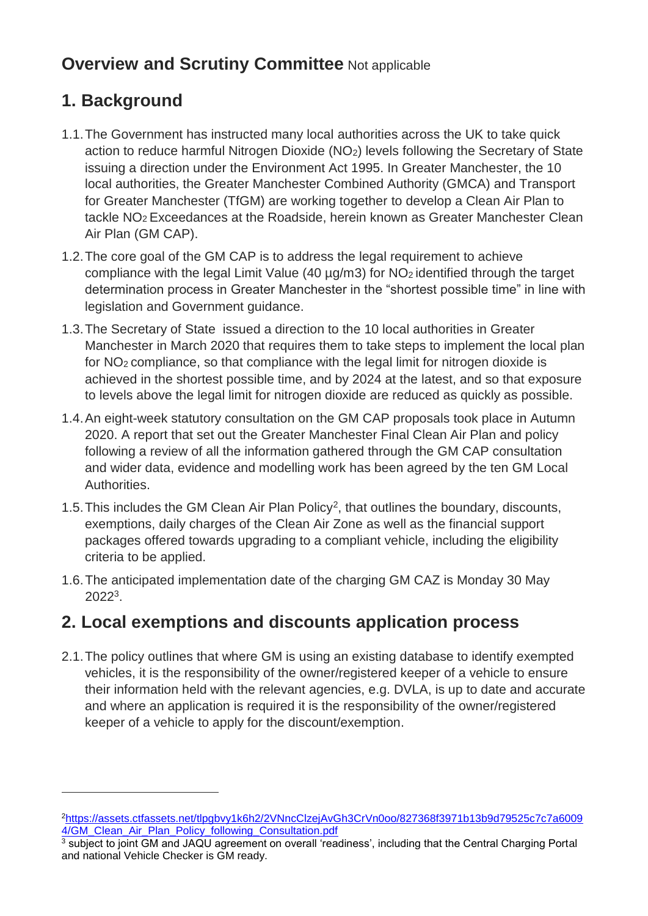## Overview and Scrutiny Committee Not applicable

## 1. Background

1.1. The Government has instructed many local authorities across the UK to take quick action to reduce harmful Nitrogen Dioxide ($NO_2$) levels following the Secretary of State issuing a direction under the Environment Act 1995. In Greater Manchester, the 10 local authorities, the Greater Manchester Combined Authority (GMCA) and Transport for Greater Manchester (TfGM) are working together to develop a Clean Air Plan to tackle $NO_2$ Exceedances at the Roadside, herein known as Greater Manchester Clean Air Plan (GM CAP).

1.2. The core goal of the GM CAP is to address the legal requirement to achieve compliance with the legal Limit Value (40 µg/m3) for $NO_2$ identified through the target determination process in Greater Manchester in the "shortest possible time" in line with legislation and Government guidance.

1.3. The Secretary of State issued a direction to the 10 local authorities in Greater Manchester in March 2020 that requires them to take steps to implement the local plan for $NO_2$ compliance, so that compliance with the legal limit for nitrogen dioxide is achieved in the shortest possible time, and by 2024 at the latest, and so that exposure to levels above the legal limit for nitrogen dioxide are reduced as quickly as possible.

1.4. An eight-week statutory consultation on the GM CAP proposals took place in Autumn 2020. A report that set out the Greater Manchester Final Clean Air Plan and policy following a review of all the information gathered through the GM CAP consultation and wider data, evidence and modelling work has been agreed by the ten GM Local Authorities.

1.5. This includes the GM Clean Air Plan Policy[2], that outlines the boundary, discounts, exemptions, daily charges of the Clean Air Zone as well as the financial support packages offered towards upgrading to a compliant vehicle, including the eligibility criteria to be applied.

1.6. The anticipated implementation date of the charging GM CAZ is Monday 30 May 2022[3].

## 2. Local exemptions and discounts application process

2.1. The policy outlines that where GM is using an existing database to identify exempted vehicles, it is the responsibility of the owner/registered keeper of a vehicle to ensure their information held with the relevant agencies, e.g. DVLA, is up to date and accurate and where an application is required it is the responsibility of the owner/registered keeper of a vehicle to apply for the discount/exemption.

---

[2] https://assets.ctfassets.net/tlpgbvy1k6h2/2VNncClzejAvGh3CrVn0oo/827368f3971b13b9d79525c7c7a60094/GM_Clean_Air_Plan_Policy_following_Consultation.pdf

[3] subject to joint GM and JAQU agreement on overall 'readiness', including that the Central Charging Portal and national Vehicle Checker is GM ready.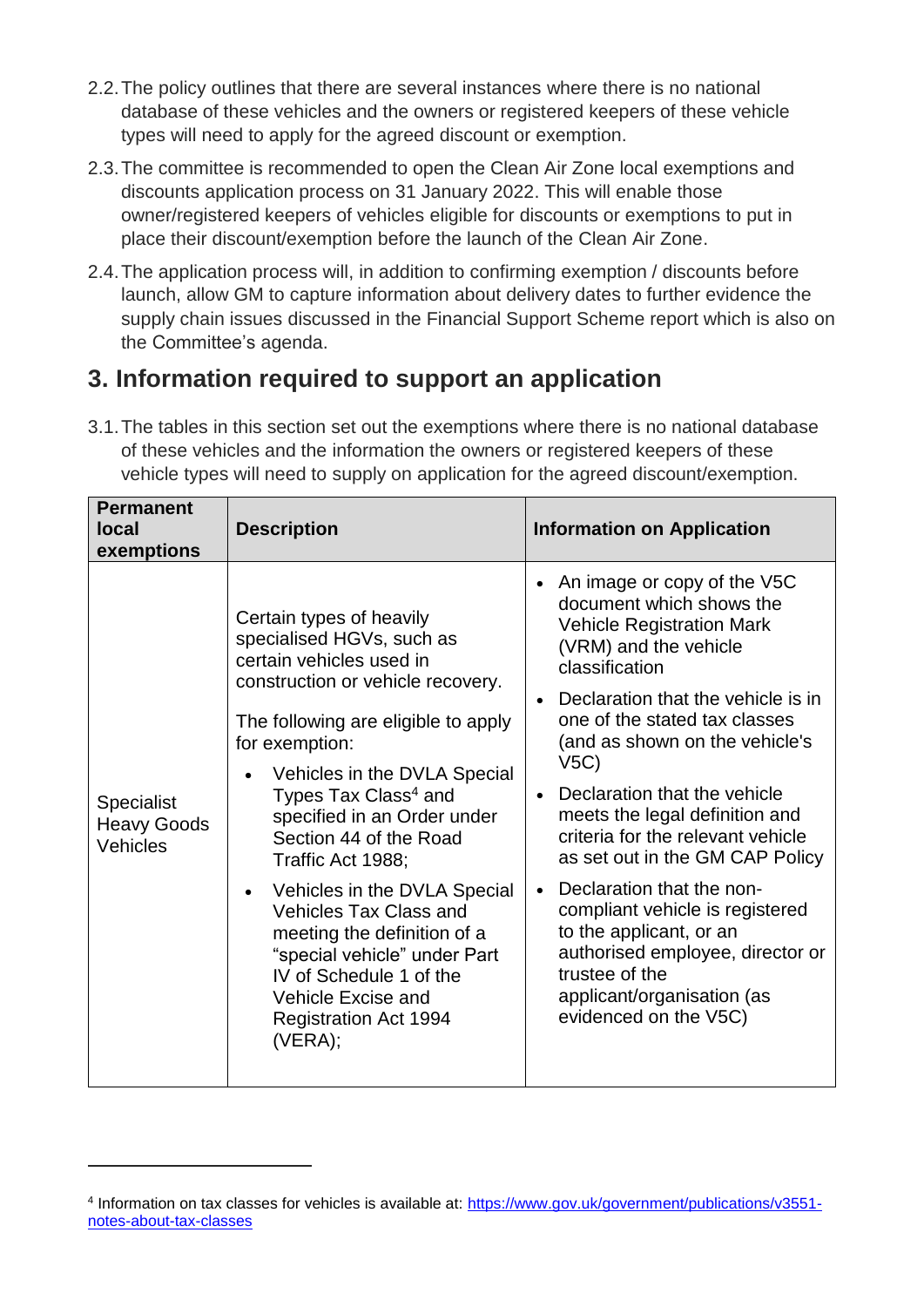2.2. The policy outlines that there are several instances where there is no national database of these vehicles and the owners or registered keepers of these vehicle types will need to apply for the agreed discount or exemption.

2.3. The committee is recommended to open the Clean Air Zone local exemptions and discounts application process on 31 January 2022. This will enable those owner/registered keepers of vehicles eligible for discounts or exemptions to put in place their discount/exemption before the launch of the Clean Air Zone.

2.4. The application process will, in addition to confirming exemption / discounts before launch, allow GM to capture information about delivery dates to further evidence the supply chain issues discussed in the Financial Support Scheme report which is also on the Committee's agenda.

## 3. Information required to support an application

3.1. The tables in this section set out the exemptions where there is no national database of these vehicles and the information the owners or registered keepers of these vehicle types will need to supply on application for the agreed discount/exemption.

| Permanent local exemptions | Description | Information on Application |
| --- | --- | --- |
| Specialist Heavy Goods Vehicles | Certain types of heavily specialised HGVs, such as certain vehicles used in construction or vehicle recovery.<br><br>The following are eligible to apply for exemption:<br><br>• Vehicles in the DVLA Special Types Tax Class[4] and specified in an Order under Section 44 of the Road Traffic Act 1988;<br><br>• Vehicles in the DVLA Special Vehicles Tax Class and meeting the definition of a "special vehicle" under Part IV of Schedule 1 of the Vehicle Excise and Registration Act 1994 (VERA); | • An image or copy of the V5C document which shows the Vehicle Registration Mark (VRM) and the vehicle classification<br><br>• Declaration that the vehicle is in one of the stated tax classes (and as shown on the vehicle's V5C)<br><br>• Declaration that the vehicle meets the legal definition and criteria for the relevant vehicle as set out in the GM CAP Policy<br><br>• Declaration that the non-compliant vehicle is registered to the applicant, or an authorised employee, director or trustee of the applicant/organisation (as evidenced on the V5C) |

[4] Information on tax classes for vehicles is available at: https://www.gov.uk/government/publications/v3551-notes-about-tax-classes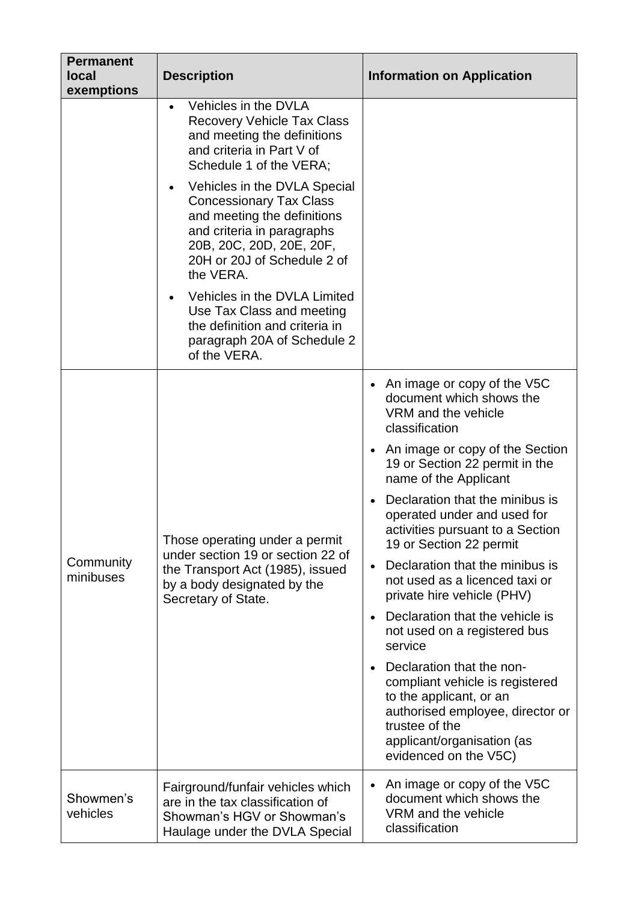| Permanent local exemptions | Description | Information on Application |
|---|---|---|
| | • Vehicles in the DVLA Recovery Vehicle Tax Class and meeting the definitions and criteria in Part V of Schedule 1 of the VERA;<br>• Vehicles in the DVLA Special Concessionary Tax Class and meeting the definitions and criteria in paragraphs 20B, 20C, 20D, 20E, 20F, 20H or 20J of Schedule 2 of the VERA.<br>• Vehicles in the DVLA Limited Use Tax Class and meeting the definition and criteria in paragraph 20A of Schedule 2 of the VERA. | |
| Community minibuses | Those operating under a permit under section 19 or section 22 of the Transport Act (1985), issued by a body designated by the Secretary of State. | • An image or copy of the V5C document which shows the VRM and the vehicle classification<br>• An image or copy of the Section 19 or Section 22 permit in the name of the Applicant<br>• Declaration that the minibus is operated under and used for activities pursuant to a Section 19 or Section 22 permit<br>• Declaration that the minibus is not used as a licenced taxi or private hire vehicle (PHV)<br>• Declaration that the vehicle is not used on a registered bus service<br>• Declaration that the non-compliant vehicle is registered to the applicant, or an authorised employee, director or trustee of the applicant/organisation (as evidenced on the V5C) |
| Showmen's vehicles | Fairground/funfair vehicles which are in the tax classification of Showman's HGV or Showman's Haulage under the DVLA Special | • An image or copy of the V5C document which shows the VRM and the vehicle classification |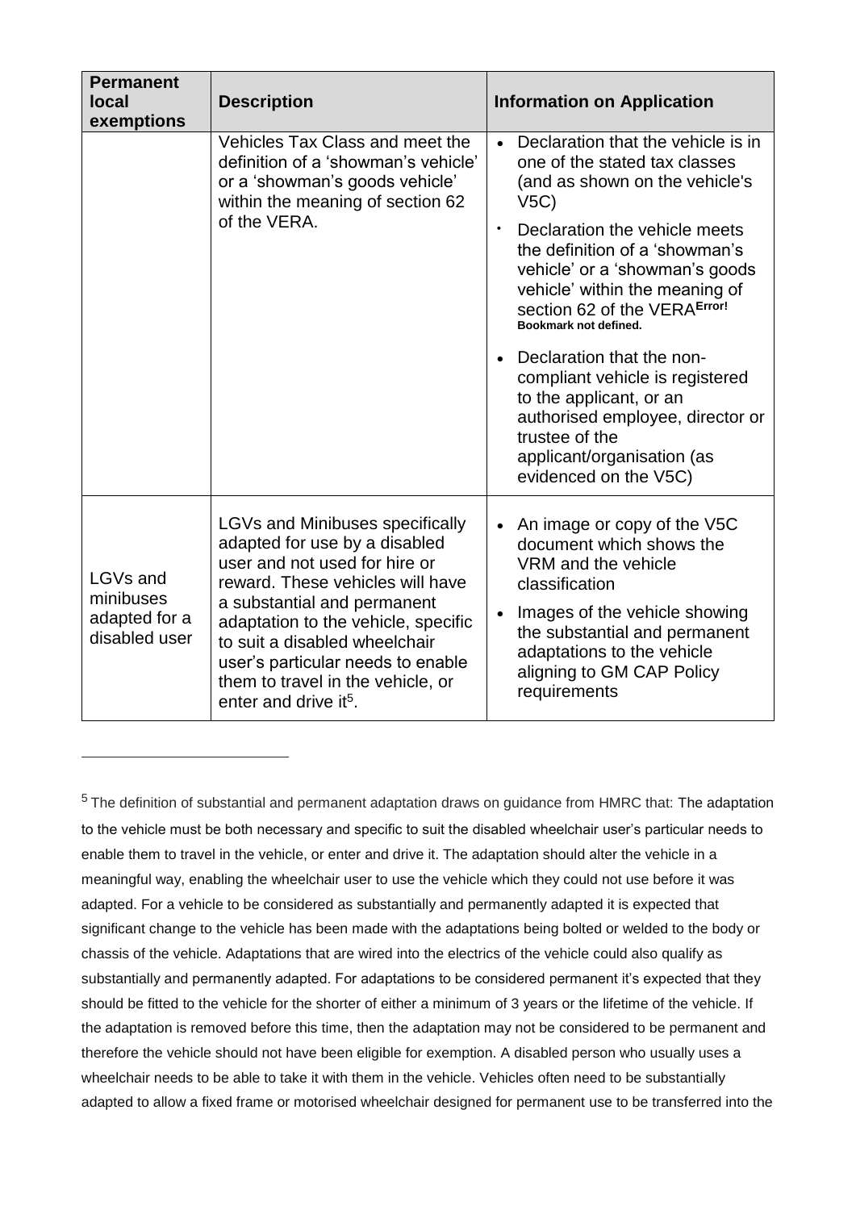| Permanent local exemptions | Description | Information on Application |
|---|---|---|
| | Vehicles Tax Class and meet the definition of a 'showman's vehicle' or a 'showman's goods vehicle' within the meaning of section 62 of the VERA. | • Declaration that the vehicle is in one of the stated tax classes (and as shown on the vehicle's V5C)<br>• Declaration the vehicle meets the definition of a 'showman's vehicle' or a 'showman's goods vehicle' within the meaning of section 62 of the VERA**Error! Bookmark not defined.**<br>• Declaration that the non-compliant vehicle is registered to the applicant, or an authorised employee, director or trustee of the applicant/organisation (as evidenced on the V5C) |
| LGVs and minibuses adapted for a disabled user | LGVs and Minibuses specifically adapted for use by a disabled user and not used for hire or reward. These vehicles will have a substantial and permanent adaptation to the vehicle, specific to suit a disabled wheelchair user's particular needs to enable them to travel in the vehicle, or enter and drive it[5]. | • An image or copy of the V5C document which shows the VRM and the vehicle classification<br>• Images of the vehicle showing the substantial and permanent adaptations to the vehicle aligning to GM CAP Policy requirements |

[5] The definition of substantial and permanent adaptation draws on guidance from HMRC that: The adaptation to the vehicle must be both necessary and specific to suit the disabled wheelchair user's particular needs to enable them to travel in the vehicle, or enter and drive it. The adaptation should alter the vehicle in a meaningful way, enabling the wheelchair user to use the vehicle which they could not use before it was adapted. For a vehicle to be considered as substantially and permanently adapted it is expected that significant change to the vehicle has been made with the adaptations being bolted or welded to the body or chassis of the vehicle. Adaptations that are wired into the electrics of the vehicle could also qualify as substantially and permanently adapted. For adaptations to be considered permanent it's expected that they should be fitted to the vehicle for the shorter of either a minimum of 3 years or the lifetime of the vehicle. If the adaptation is removed before this time, then the adaptation may not be considered to be permanent and therefore the vehicle should not have been eligible for exemption. A disabled person who usually uses a wheelchair needs to be able to take it with them in the vehicle. Vehicles often need to be substantially adapted to allow a fixed frame or motorised wheelchair designed for permanent use to be transferred into the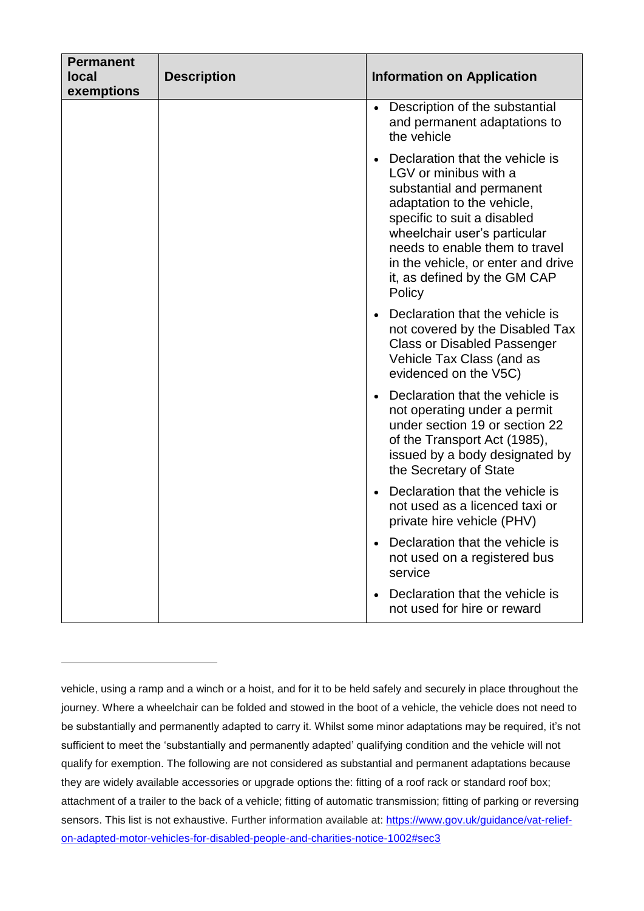| Permanent local exemptions | Description | Information on Application |
|---|---|---|
| | | • Description of the substantial and permanent adaptations to the vehicle<br>• Declaration that the vehicle is LGV or minibus with a substantial and permanent adaptation to the vehicle, specific to suit a disabled wheelchair user's particular needs to enable them to travel in the vehicle, or enter and drive it, as defined by the GM CAP Policy<br>• Declaration that the vehicle is not covered by the Disabled Tax Class or Disabled Passenger Vehicle Tax Class (and as evidenced on the V5C)<br>• Declaration that the vehicle is not operating under a permit under section 19 or section 22 of the Transport Act (1985), issued by a body designated by the Secretary of State<br>• Declaration that the vehicle is not used as a licenced taxi or private hire vehicle (PHV)<br>• Declaration that the vehicle is not used on a registered bus service<br>• Declaration that the vehicle is not used for hire or reward |

---

vehicle, using a ramp and a winch or a hoist, and for it to be held safely and securely in place throughout the journey. Where a wheelchair can be folded and stowed in the boot of a vehicle, the vehicle does not need to be substantially and permanently adapted to carry it. Whilst some minor adaptations may be required, it's not sufficient to meet the 'substantially and permanently adapted' qualifying condition and the vehicle will not qualify for exemption. The following are not considered as substantial and permanent adaptations because they are widely available accessories or upgrade options the: fitting of a roof rack or standard roof box; attachment of a trailer to the back of a vehicle; fitting of automatic transmission; fitting of parking or reversing sensors. This list is not exhaustive. Further information available at: [https://www.gov.uk/guidance/vat-relief-on-adapted-motor-vehicles-for-disabled-people-and-charities-notice-1002#sec3](https://www.gov.uk/guidance/vat-relief-on-adapted-motor-vehicles-for-disabled-people-and-charities-notice-1002#sec3)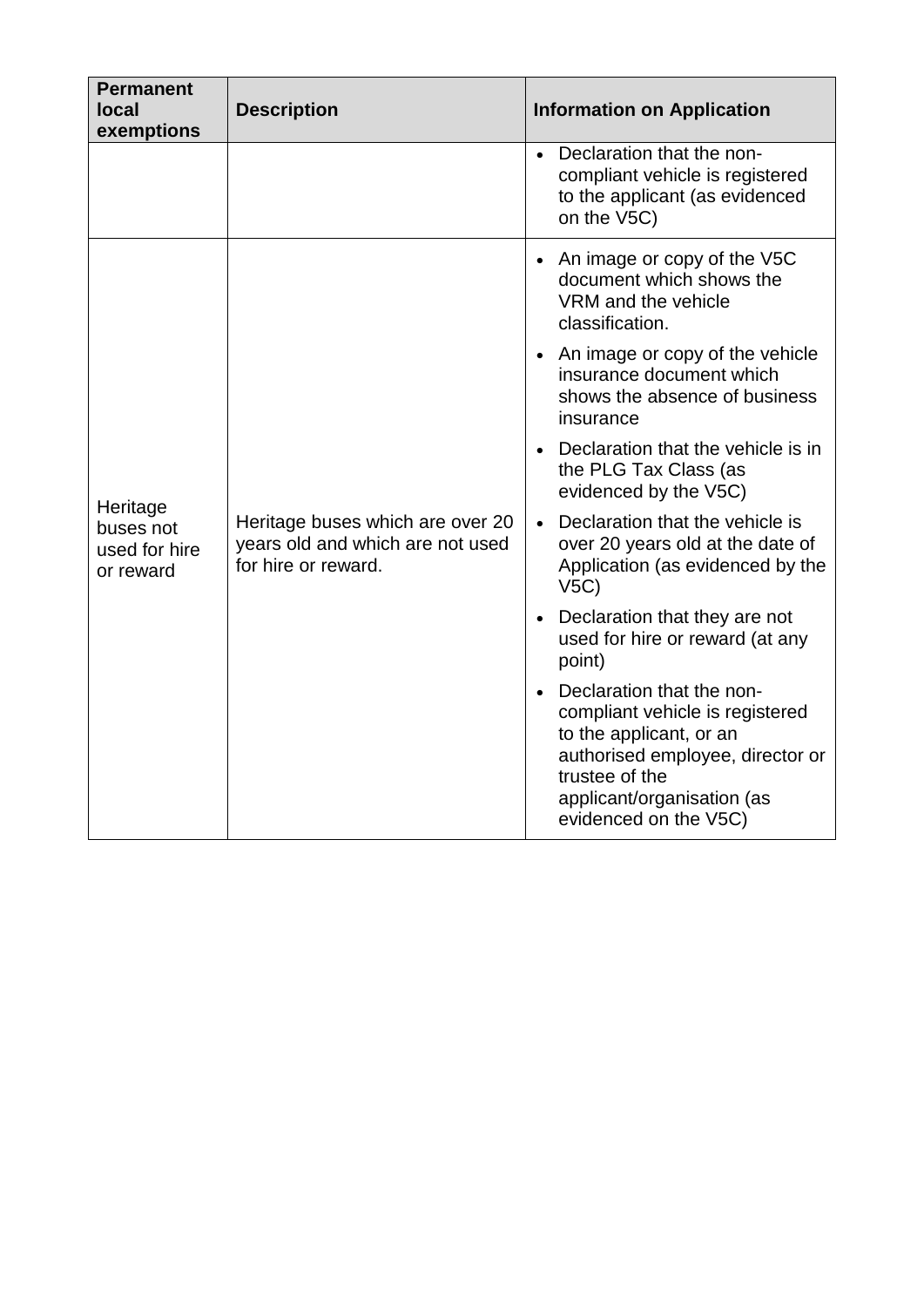| Permanent local exemptions | Description | Information on Application |
|---|---|---|
| | | • Declaration that the non-compliant vehicle is registered to the applicant (as evidenced on the V5C) |
| Heritage buses not used for hire or reward | Heritage buses which are over 20 years old and which are not used for hire or reward. | • An image or copy of the V5C document which shows the VRM and the vehicle classification.<br>• An image or copy of the vehicle insurance document which shows the absence of business insurance<br>• Declaration that the vehicle is in the PLG Tax Class (as evidenced by the V5C)<br>• Declaration that the vehicle is over 20 years old at the date of Application (as evidenced by the V5C)<br>• Declaration that they are not used for hire or reward (at any point)<br>• Declaration that the non-compliant vehicle is registered to the applicant, or an authorised employee, director or trustee of the applicant/organisation (as evidenced on the V5C) |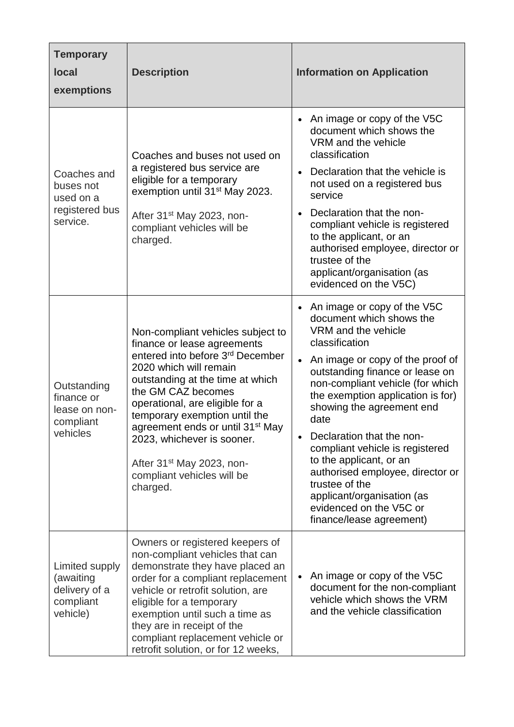| Temporary local exemptions | Description | Information on Application |
|---|---|---|
| Coaches and buses not used on a registered bus service. | Coaches and buses not used on a registered bus service are eligible for a temporary exemption until 31st May 2023.<br><br>After 31st May 2023, non-compliant vehicles will be charged. | • An image or copy of the V5C document which shows the VRM and the vehicle classification<br>• Declaration that the vehicle is not used on a registered bus service<br>• Declaration that the non-compliant vehicle is registered to the applicant, or an authorised employee, director or trustee of the applicant/organisation (as evidenced on the V5C) |
| Outstanding finance or lease on non-compliant vehicles | Non-compliant vehicles subject to finance or lease agreements entered into before 3rd December 2020 which will remain outstanding at the time at which the GM CAZ becomes operational, are eligible for a temporary exemption until the agreement ends or until 31st May 2023, whichever is sooner.<br><br>After 31st May 2023, non-compliant vehicles will be charged. | • An image or copy of the V5C document which shows the VRM and the vehicle classification<br>• An image or copy of the proof of outstanding finance or lease on non-compliant vehicle (for which the exemption application is for) showing the agreement end date<br>• Declaration that the non-compliant vehicle is registered to the applicant, or an authorised employee, director or trustee of the applicant/organisation (as evidenced on the V5C or finance/lease agreement) |
| Limited supply (awaiting delivery of a compliant vehicle) | Owners or registered keepers of non-compliant vehicles that can demonstrate they have placed an order for a compliant replacement vehicle or retrofit solution, are eligible for a temporary exemption until such a time as they are in receipt of the compliant replacement vehicle or retrofit solution, or for 12 weeks, | • An image or copy of the V5C document for the non-compliant vehicle which shows the VRM and the vehicle classification |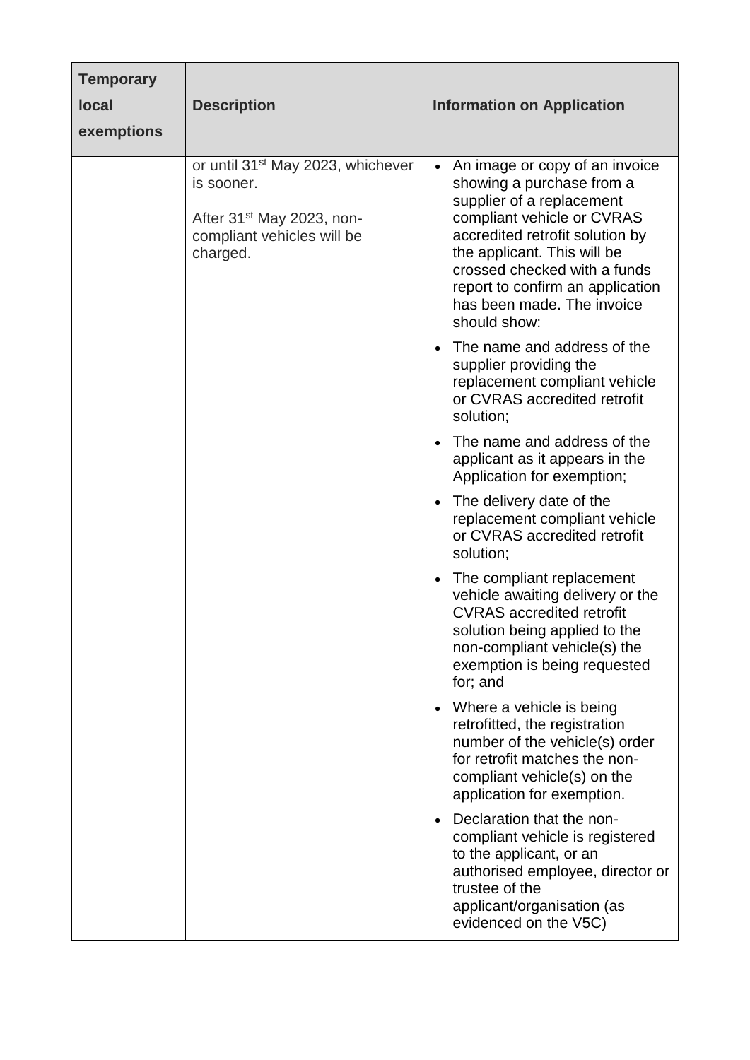| Temporary local exemptions | Description | Information on Application |
|---|---|---|
| | or until 31st May 2023, whichever is sooner.<br><br>After 31st May 2023, non-compliant vehicles will be charged. | • An image or copy of an invoice showing a purchase from a supplier of a replacement compliant vehicle or CVRAS accredited retrofit solution by the applicant. This will be crossed checked with a funds report to confirm an application has been made. The invoice should show:<br>• The name and address of the supplier providing the replacement compliant vehicle or CVRAS accredited retrofit solution;<br>• The name and address of the applicant as it appears in the Application for exemption;<br>• The delivery date of the replacement compliant vehicle or CVRAS accredited retrofit solution;<br>• The compliant replacement vehicle awaiting delivery or the CVRAS accredited retrofit solution being applied to the non-compliant vehicle(s) the exemption is being requested for; and<br>• Where a vehicle is being retrofitted, the registration number of the vehicle(s) order for retrofit matches the non-compliant vehicle(s) on the application for exemption.<br>• Declaration that the non-compliant vehicle is registered to the applicant, or an authorised employee, director or trustee of the applicant/organisation (as evidenced on the V5C) |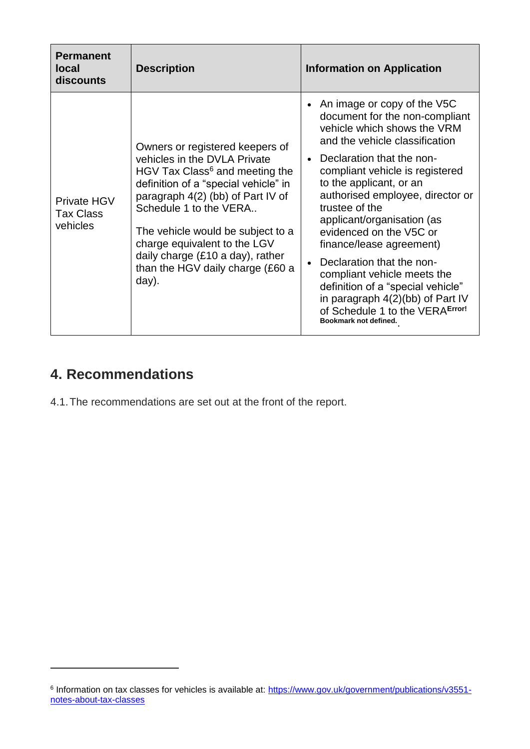| Permanent local discounts | Description | Information on Application |
|---|---|---|
| Private HGV Tax Class vehicles | Owners or registered keepers of vehicles in the DVLA Private HGV Tax Class[6] and meeting the definition of a "special vehicle" in paragraph 4(2) (bb) of Part IV of Schedule 1 to the VERA..<br><br>The vehicle would be subject to a charge equivalent to the LGV daily charge (£10 a day), rather than the HGV daily charge (£60 a day). | • An image or copy of the V5C document for the non-compliant vehicle which shows the VRM and the vehicle classification<br>• Declaration that the non-compliant vehicle is registered to the applicant, or an authorised employee, director or trustee of the applicant/organisation (as evidenced on the V5C or finance/lease agreement)<br>• Declaration that the non-compliant vehicle meets the definition of a "special vehicle" in paragraph 4(2)(bb) of Part IV of Schedule 1 to the VERA[Error! Bookmark not defined.]. |

## 4. Recommendations

4.1. The recommendations are set out at the front of the report.

---

[6] Information on tax classes for vehicles is available at: https://www.gov.uk/government/publications/v3551-notes-about-tax-classes